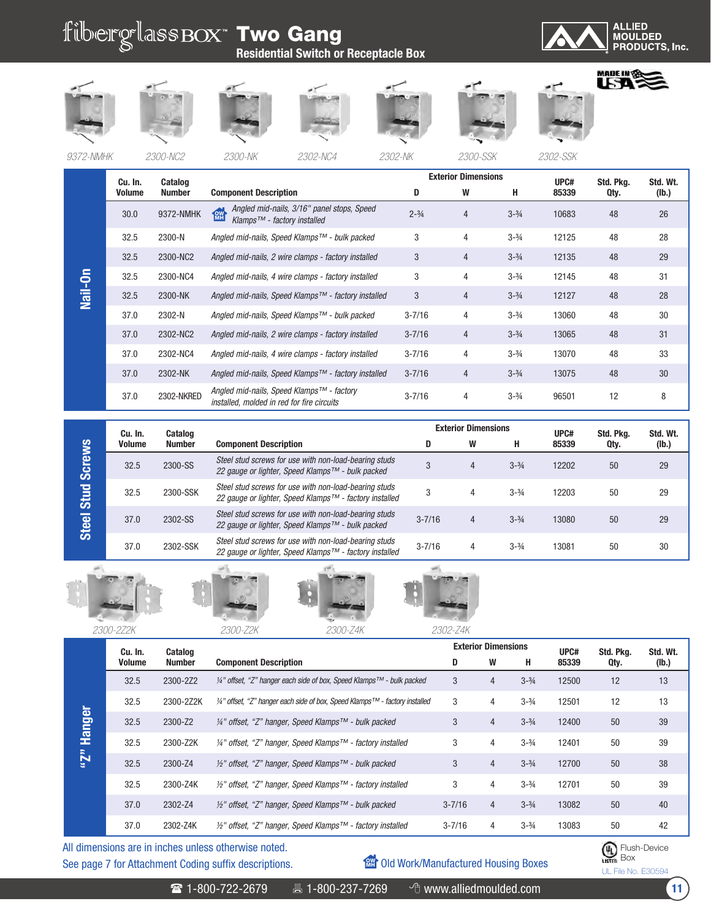# fiberglassBOX™ Two Gang

## Residential Switch or Receptacle Box

ALLIED MOULDED PRODUCTS, Inc.

MADE IN USA

9372-NMHK 2300-NC2 2300-NK 2302-NC4 2302-NK 2300-SSK 2302-SSK

### Nail-On

| Cu. In. Volume | Catalog Number | Component Description | Exterior Dimensions D | W | H | UPC# 85339 | Std. Pkg. Qty. | Std. Wt. (lb.) |
|---|---|---|---|---|---|---|---|---|
| 30.0 | 9372-NMHK | OW MH *Angled mid-nails, 3/16" panel stops, Speed Klamps™ - factory installed* | 2-¾ | 4 | 3-¾ | 10683 | 48 | 26 |
| 32.5 | 2300-N | *Angled mid-nails, Speed Klamps™ - bulk packed* | 3 | 4 | 3-¾ | 12125 | 48 | 28 |
| 32.5 | 2300-NC2 | *Angled mid-nails, 2 wire clamps - factory installed* | 3 | 4 | 3-¾ | 12135 | 48 | 29 |
| 32.5 | 2300-NC4 | *Angled mid-nails, 4 wire clamps - factory installed* | 3 | 4 | 3-¾ | 12145 | 48 | 31 |
| 32.5 | 2300-NK | *Angled mid-nails, Speed Klamps™ - factory installed* | 3 | 4 | 3-¾ | 12127 | 48 | 28 |
| 37.0 | 2302-N | *Angled mid-nails, Speed Klamps™ - bulk packed* | 3-7/16 | 4 | 3-¾ | 13060 | 48 | 30 |
| 37.0 | 2302-NC2 | *Angled mid-nails, 2 wire clamps - factory installed* | 3-7/16 | 4 | 3-¾ | 13065 | 48 | 31 |
| 37.0 | 2302-NC4 | *Angled mid-nails, 4 wire clamps - factory installed* | 3-7/16 | 4 | 3-¾ | 13070 | 48 | 33 |
| 37.0 | 2302-NK | *Angled mid-nails, Speed Klamps™ - factory installed* | 3-7/16 | 4 | 3-¾ | 13075 | 48 | 30 |
| 37.0 | 2302-NKRED | *Angled mid-nails, Speed Klamps™ - factory installed, molded in red for fire circuits* | 3-7/16 | 4 | 3-¾ | 96501 | 12 | 8 |

### Steel Stud Screws

| Cu. In. Volume | Catalog Number | Component Description | Exterior Dimensions D | W | H | UPC# 85339 | Std. Pkg. Qty. | Std. Wt. (lb.) |
|---|---|---|---|---|---|---|---|---|
| 32.5 | 2300-SS | *Steel stud screws for use with non-load-bearing studs 22 gauge or lighter, Speed Klamps™ - bulk packed* | 3 | 4 | 3-¾ | 12202 | 50 | 29 |
| 32.5 | 2300-SSK | *Steel stud screws for use with non-load-bearing studs 22 gauge or lighter, Speed Klamps™ - factory installed* | 3 | 4 | 3-¾ | 12203 | 50 | 29 |
| 37.0 | 2302-SS | *Steel stud screws for use with non-load-bearing studs 22 gauge or lighter, Speed Klamps™ - bulk packed* | 3-7/16 | 4 | 3-¾ | 13080 | 50 | 29 |
| 37.0 | 2302-SSK | *Steel stud screws for use with non-load-bearing studs 22 gauge or lighter, Speed Klamps™ - factory installed* | 3-7/16 | 4 | 3-¾ | 13081 | 50 | 30 |

2300-2Z2K 2300-Z2K 2300-Z4K 2302-Z4K

### "Z" Hanger

| Cu. In. Volume | Catalog Number | Component Description | Exterior Dimensions D | W | H | UPC# 85339 | Std. Pkg. Qty. | Std. Wt. (lb.) |
|---|---|---|---|---|---|---|---|---|
| 32.5 | 2300-2Z2 | *¼" offset, "Z" hanger each side of box, Speed Klamps™ - bulk packed* | 3 | 4 | 3-¾ | 12500 | 12 | 13 |
| 32.5 | 2300-2Z2K | *¼" offset, "Z" hanger each side of box, Speed Klamps™ - factory installed* | 3 | 4 | 3-¾ | 12501 | 12 | 13 |
| 32.5 | 2300-Z2 | *¼" offset, "Z" hanger, Speed Klamps™ - bulk packed* | 3 | 4 | 3-¾ | 12400 | 50 | 39 |
| 32.5 | 2300-Z2K | *¼" offset, "Z" hanger, Speed Klamps™ - factory installed* | 3 | 4 | 3-¾ | 12401 | 50 | 39 |
| 32.5 | 2300-Z4 | *½" offset, "Z" hanger, Speed Klamps™ - bulk packed* | 3 | 4 | 3-¾ | 12700 | 50 | 38 |
| 32.5 | 2300-Z4K | *½" offset, "Z" hanger, Speed Klamps™ - factory installed* | 3 | 4 | 3-¾ | 12701 | 50 | 39 |
| 37.0 | 2302-Z4 | *½" offset, "Z" hanger, Speed Klamps™ - bulk packed* | 3-7/16 | 4 | 3-¾ | 13082 | 50 | 40 |
| 37.0 | 2302-Z4K | *½" offset, "Z" hanger, Speed Klamps™ - factory installed* | 3-7/16 | 4 | 3-¾ | 13083 | 50 | 42 |

All dimensions are in inches unless otherwise noted.

See page 7 for Attachment Coding suffix descriptions.

OW MH Old Work/Manufactured Housing Boxes

UL LISTED Flush-Device Box — UL File No. E30594

☎ 1-800-722-2679 🖷 1-800-237-7269 www.alliedmoulded.com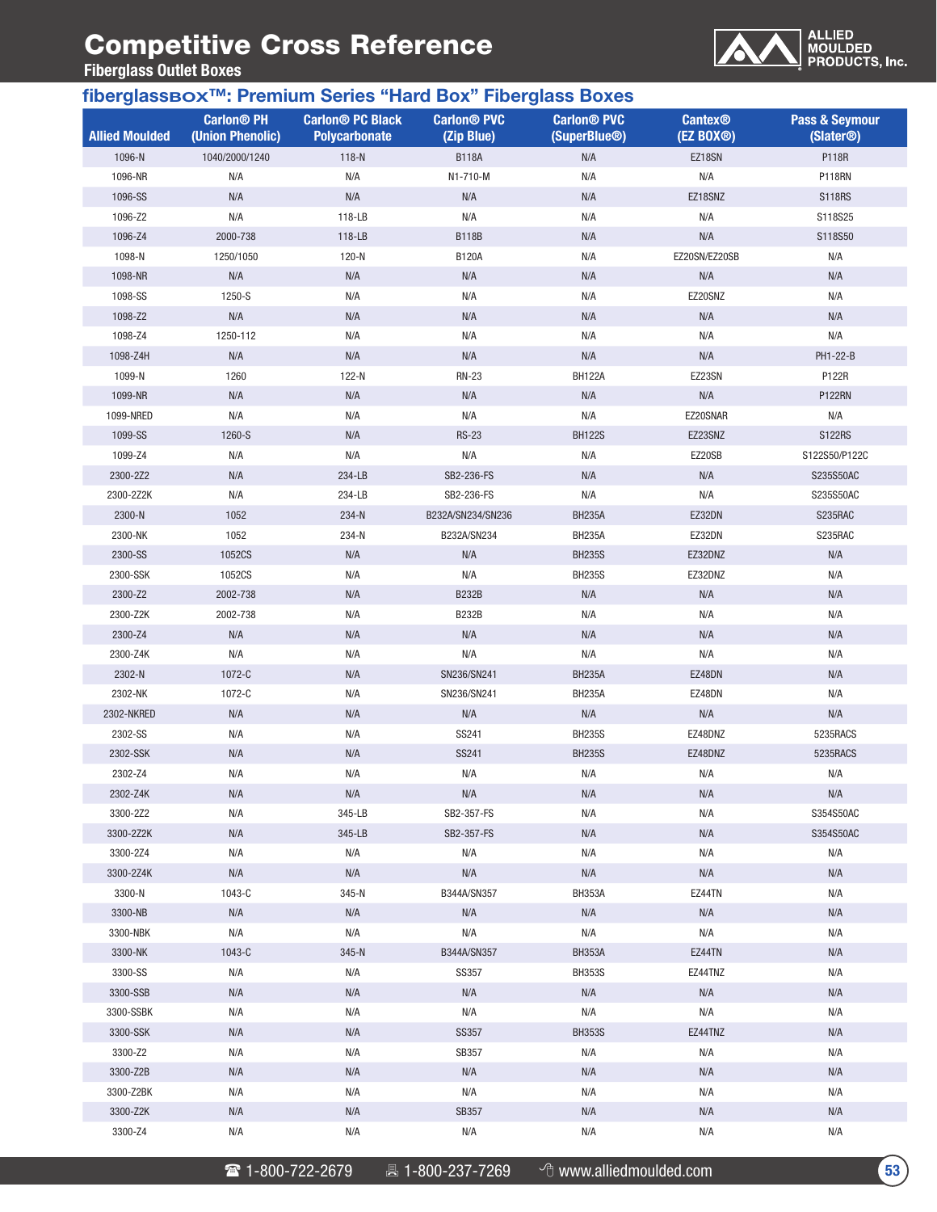# Competitive Cross Reference

## Fiberglass Outlet Boxes

### fiberglassBOX™: Premium Series "Hard Box" Fiberglass Boxes

| Allied Moulded | Carlon® PH (Union Phenolic) | Carlon® PC Black Polycarbonate | Carlon® PVC (Zip Blue) | Carlon® PVC (SuperBlue®) | Cantex® (EZ BOX®) | Pass & Seymour (Slater®) |
|---|---|---|---|---|---|---|
| 1096-N | 1040/2000/1240 | 118-N | B118A | N/A | EZ18SN | P118R |
| 1096-NR | N/A | N/A | N1-710-M | N/A | N/A | P118RN |
| 1096-SS | N/A | N/A | N/A | N/A | EZ18SNZ | S118RS |
| 1096-Z2 | N/A | 118-LB | N/A | N/A | N/A | S118S25 |
| 1096-Z4 | 2000-738 | 118-LB | B118B | N/A | N/A | S118S50 |
| 1098-N | 1250/1050 | 120-N | B120A | N/A | EZ20SN/EZ20SB | N/A |
| 1098-NR | N/A | N/A | N/A | N/A | N/A | N/A |
| 1098-SS | 1250-S | N/A | N/A | N/A | EZ20SNZ | N/A |
| 1098-Z2 | N/A | N/A | N/A | N/A | N/A | N/A |
| 1098-Z4 | 1250-112 | N/A | N/A | N/A | N/A | N/A |
| 1098-Z4H | N/A | N/A | N/A | N/A | N/A | PH1-22-B |
| 1099-N | 1260 | 122-N | RN-23 | BH122A | EZ23SN | P122R |
| 1099-NR | N/A | N/A | N/A | N/A | N/A | P122RN |
| 1099-NRED | N/A | N/A | N/A | N/A | EZ20SNAR | N/A |
| 1099-SS | 1260-S | N/A | RS-23 | BH122S | EZ23SNZ | S122RS |
| 1099-Z4 | N/A | N/A | N/A | N/A | EZ20SB | S122S50/P122C |
| 2300-2Z2 | N/A | 234-LB | SB2-236-FS | N/A | N/A | S235S50AC |
| 2300-2Z2K | N/A | 234-LB | SB2-236-FS | N/A | N/A | S235S50AC |
| 2300-N | 1052 | 234-N | B232A/SN234/SN236 | BH235A | EZ32DN | S235RAC |
| 2300-NK | 1052 | 234-N | B232A/SN234 | BH235A | EZ32DN | S235RAC |
| 2300-SS | 1052CS | N/A | N/A | BH235S | EZ32DNZ | N/A |
| 2300-SSK | 1052CS | N/A | N/A | BH235S | EZ32DNZ | N/A |
| 2300-Z2 | 2002-738 | N/A | B232B | N/A | N/A | N/A |
| 2300-Z2K | 2002-738 | N/A | B232B | N/A | N/A | N/A |
| 2300-Z4 | N/A | N/A | N/A | N/A | N/A | N/A |
| 2300-Z4K | N/A | N/A | N/A | N/A | N/A | N/A |
| 2302-N | 1072-C | N/A | SN236/SN241 | BH235A | EZ48DN | N/A |
| 2302-NK | 1072-C | N/A | SN236/SN241 | BH235A | EZ48DN | N/A |
| 2302-NKRED | N/A | N/A | N/A | N/A | N/A | N/A |
| 2302-SS | N/A | N/A | SS241 | BH235S | EZ48DNZ | 5235RACS |
| 2302-SSK | N/A | N/A | SS241 | BH235S | EZ48DNZ | 5235RACS |
| 2302-Z4 | N/A | N/A | N/A | N/A | N/A | N/A |
| 2302-Z4K | N/A | N/A | N/A | N/A | N/A | N/A |
| 3300-2Z2 | N/A | 345-LB | SB2-357-FS | N/A | N/A | S354S50AC |
| 3300-2Z2K | N/A | 345-LB | SB2-357-FS | N/A | N/A | S354S50AC |
| 3300-2Z4 | N/A | N/A | N/A | N/A | N/A | N/A |
| 3300-2Z4K | N/A | N/A | N/A | N/A | N/A | N/A |
| 3300-N | 1043-C | 345-N | B344A/SN357 | BH353A | EZ44TN | N/A |
| 3300-NB | N/A | N/A | N/A | N/A | N/A | N/A |
| 3300-NBK | N/A | N/A | N/A | N/A | N/A | N/A |
| 3300-NK | 1043-C | 345-N | B344A/SN357 | BH353A | EZ44TN | N/A |
| 3300-SS | N/A | N/A | SS357 | BH353S | EZ44TNZ | N/A |
| 3300-SSB | N/A | N/A | N/A | N/A | N/A | N/A |
| 3300-SSBK | N/A | N/A | N/A | N/A | N/A | N/A |
| 3300-SSK | N/A | N/A | SS357 | BH353S | EZ44TNZ | N/A |
| 3300-Z2 | N/A | N/A | SB357 | N/A | N/A | N/A |
| 3300-Z2B | N/A | N/A | N/A | N/A | N/A | N/A |
| 3300-Z2BK | N/A | N/A | N/A | N/A | N/A | N/A |
| 3300-Z2K | N/A | N/A | SB357 | N/A | N/A | N/A |
| 3300-Z4 | N/A | N/A | N/A | N/A | N/A | N/A |